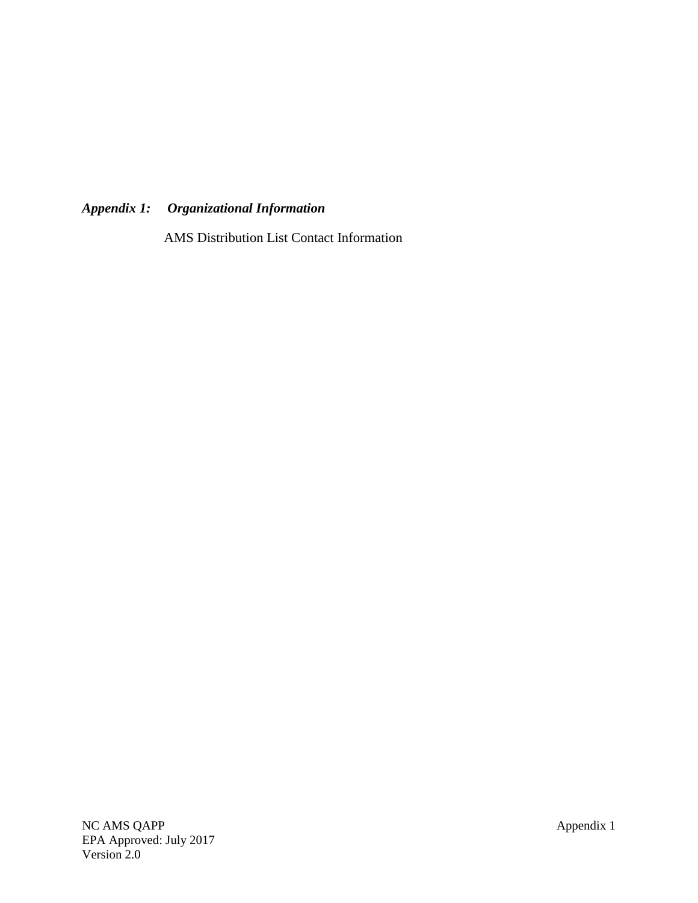## *Appendix 1: Organizational Information*

AMS Distribution List Contact Information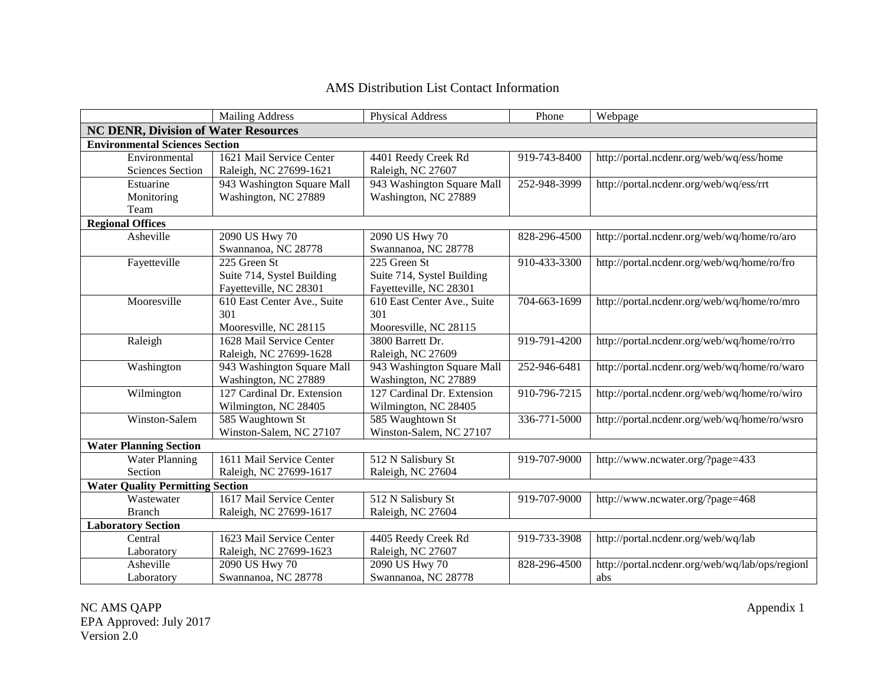# AMS Distribution List Contact Information

| | Mailing Address | Physical Address | Phone | Webpage |
|---|---|---|---|---|
| **NC DENR, Division of Water Resources** | | | | |
| **Environmental Sciences Section** | | | | |
| Environmental Sciences Section | 1621 Mail Service Center Raleigh, NC 27699-1621 | 4401 Reedy Creek Rd Raleigh, NC 27607 | 919-743-8400 | http://portal.ncdenr.org/web/wq/ess/home |
| Estuarine Monitoring Team | 943 Washington Square Mall Washington, NC 27889 | 943 Washington Square Mall Washington, NC 27889 | 252-948-3999 | http://portal.ncdenr.org/web/wq/ess/rrt |
| **Regional Offices** | | | | |
| Asheville | 2090 US Hwy 70 Swannanoa, NC 28778 | 2090 US Hwy 70 Swannanoa, NC 28778 | 828-296-4500 | http://portal.ncdenr.org/web/wq/home/ro/aro |
| Fayetteville | 225 Green St Suite 714, Systel Building Fayetteville, NC 28301 | 225 Green St Suite 714, Systel Building Fayetteville, NC 28301 | 910-433-3300 | http://portal.ncdenr.org/web/wq/home/ro/fro |
| Mooresville | 610 East Center Ave., Suite 301 Mooresville, NC 28115 | 610 East Center Ave., Suite 301 Mooresville, NC 28115 | 704-663-1699 | http://portal.ncdenr.org/web/wq/home/ro/mro |
| Raleigh | 1628 Mail Service Center Raleigh, NC 27699-1628 | 3800 Barrett Dr. Raleigh, NC 27609 | 919-791-4200 | http://portal.ncdenr.org/web/wq/home/ro/rro |
| Washington | 943 Washington Square Mall Washington, NC 27889 | 943 Washington Square Mall Washington, NC 27889 | 252-946-6481 | http://portal.ncdenr.org/web/wq/home/ro/waro |
| Wilmington | 127 Cardinal Dr. Extension Wilmington, NC 28405 | 127 Cardinal Dr. Extension Wilmington, NC 28405 | 910-796-7215 | http://portal.ncdenr.org/web/wq/home/ro/wiro |
| Winston-Salem | 585 Waughtown St Winston-Salem, NC 27107 | 585 Waughtown St Winston-Salem, NC 27107 | 336-771-5000 | http://portal.ncdenr.org/web/wq/home/ro/wsro |
| **Water Planning Section** | | | | |
| Water Planning Section | 1611 Mail Service Center Raleigh, NC 27699-1617 | 512 N Salisbury St Raleigh, NC 27604 | 919-707-9000 | http://www.ncwater.org/?page=433 |
| **Water Quality Permitting Section** | | | | |
| Wastewater Branch | 1617 Mail Service Center Raleigh, NC 27699-1617 | 512 N Salisbury St Raleigh, NC 27604 | 919-707-9000 | http://www.ncwater.org/?page=468 |
| **Laboratory Section** | | | | |
| Central Laboratory | 1623 Mail Service Center Raleigh, NC 27699-1623 | 4405 Reedy Creek Rd Raleigh, NC 27607 | 919-733-3908 | http://portal.ncdenr.org/web/wq/lab |
| Asheville Laboratory | 2090 US Hwy 70 Swannanoa, NC 28778 | 2090 US Hwy 70 Swannanoa, NC 28778 | 828-296-4500 | http://portal.ncdenr.org/web/wq/lab/ops/regionlabs |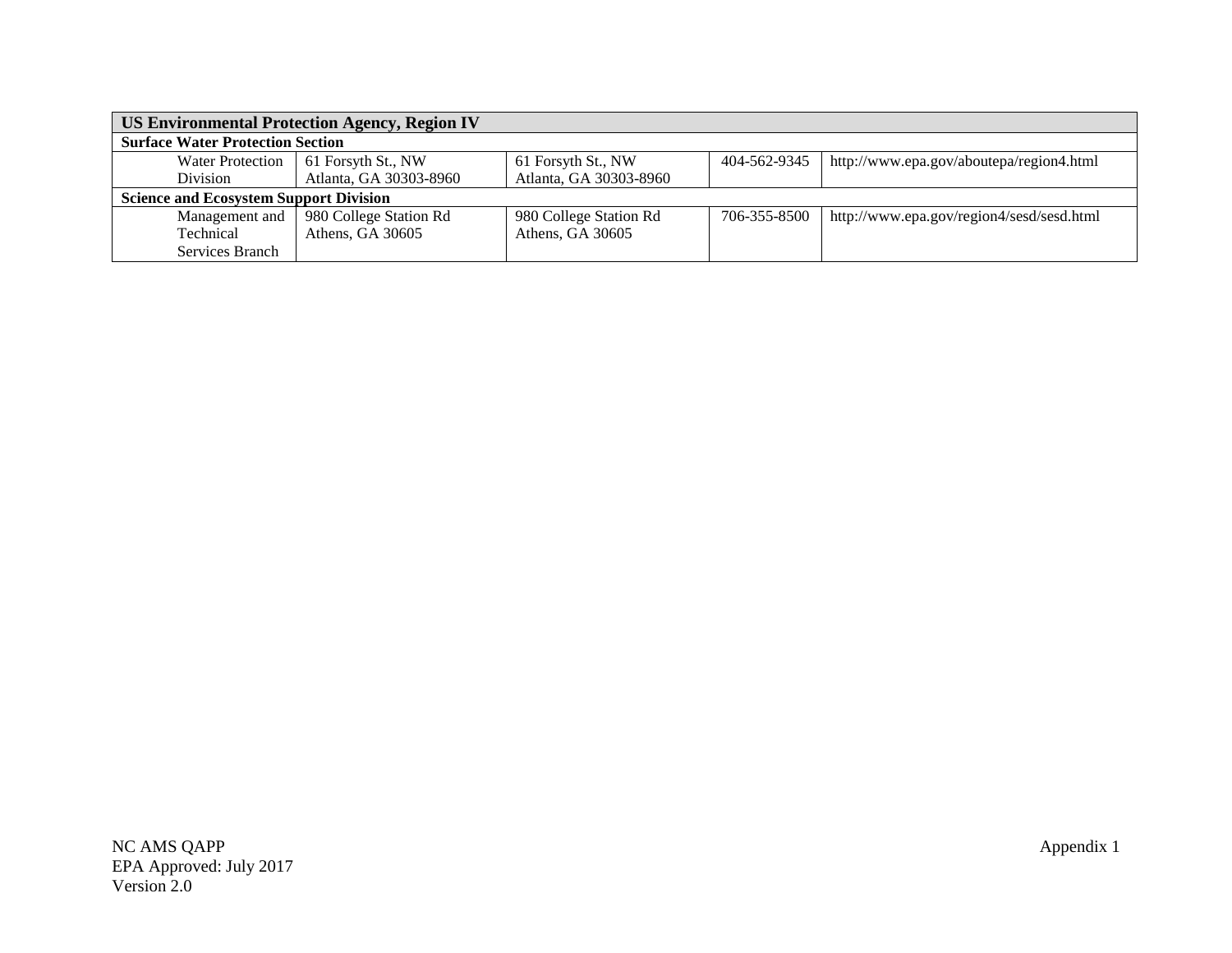| | | | | |
|---|---|---|---|---|
| **US Environmental Protection Agency, Region IV** | | | | |
| **Surface Water Protection Section** | | | | |
| Water Protection Division | 61 Forsyth St., NW Atlanta, GA 30303-8960 | 61 Forsyth St., NW Atlanta, GA 30303-8960 | 404-562-9345 | http://www.epa.gov/aboutepa/region4.html |
| **Science and Ecosystem Support Division** | | | | |
| Management and Technical Services Branch | 980 College Station Rd Athens, GA 30605 | 980 College Station Rd Athens, GA 30605 | 706-355-8500 | http://www.epa.gov/region4/sesd/sesd.html |

NC AMS QAPP
EPA Approved: July 2017
Version 2.0

Appendix 1